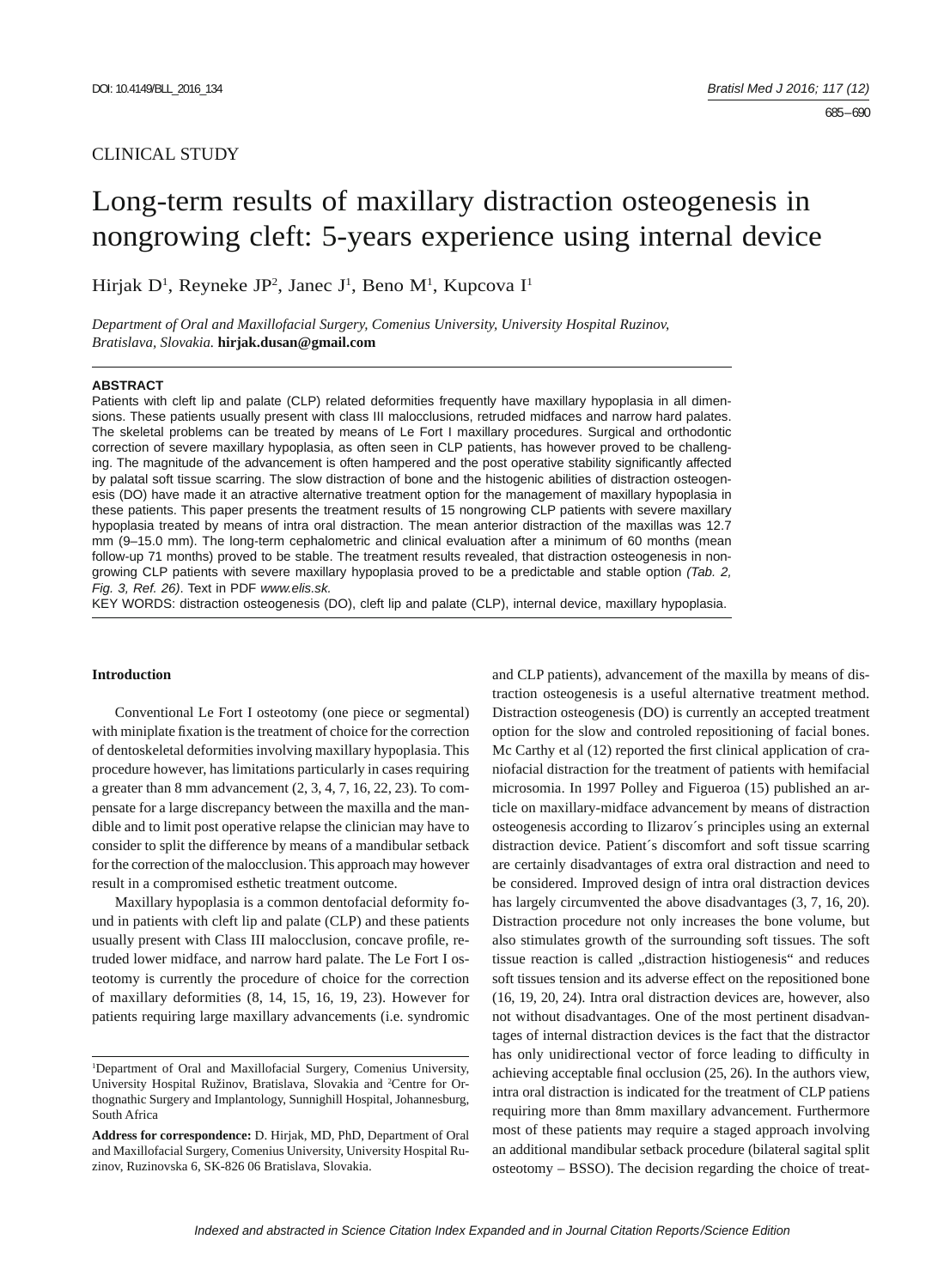CLINICAL STUDY

# Long-term results of maxillary distraction osteogenesis in nongrowing cleft: 5-years experience using internal device

Hirjak D[1], Reyneke JP[2], Janec J[1], Beno M[1], Kupcova I[1]

*Department of Oral and Maxillofacial Surgery, Comenius University, University Hospital Ruzinov, Bratislava, Slovakia.* **hirjak.dusan@gmail.com**

## ABSTRACT

Patients with cleft lip and palate (CLP) related deformities frequently have maxillary hypoplasia in all dimensions. These patients usually present with class III malocclusions, retruded midfaces and narrow hard palates. The skeletal problems can be treated by means of Le Fort I maxillary procedures. Surgical and orthodontic correction of severe maxillary hypoplasia, as often seen in CLP patients, has however proved to be challenging. The magnitude of the advancement is often hampered and the post operative stability significantly affected by palatal soft tissue scarring. The slow distraction of bone and the histogenic abilities of distraction osteogenesis (DO) have made it an atractive alternative treatment option for the management of maxillary hypoplasia in these patients. This paper presents the treatment results of 15 nongrowing CLP patients with severe maxillary hypoplasia treated by means of intra oral distraction. The mean anterior distraction of the maxillas was 12.7 mm (9–15.0 mm). The long-term cephalometric and clinical evaluation after a minimum of 60 months (mean follow-up 71 months) proved to be stable. The treatment results revealed, that distraction osteogenesis in nongrowing CLP patients with severe maxillary hypoplasia proved to be a predictable and stable option *(Tab. 2, Fig. 3, Ref. 26)*. Text in PDF *www.elis.sk.*

KEY WORDS: distraction osteogenesis (DO), cleft lip and palate (CLP), internal device, maxillary hypoplasia.

## Introduction

Conventional Le Fort I osteotomy (one piece or segmental) with miniplate fixation is the treatment of choice for the correction of dentoskeletal deformities involving maxillary hypoplasia. This procedure however, has limitations particularly in cases requiring a greater than 8 mm advancement (2, 3, 4, 7, 16, 22, 23). To compensate for a large discrepancy between the maxilla and the mandible and to limit post operative relapse the clinician may have to consider to split the difference by means of a mandibular setback for the correction of the malocclusion. This approach may however result in a compromised esthetic treatment outcome.

Maxillary hypoplasia is a common dentofacial deformity found in patients with cleft lip and palate (CLP) and these patients usually present with Class III malocclusion, concave profile, retruded lower midface, and narrow hard palate. The Le Fort I osteotomy is currently the procedure of choice for the correction of maxillary deformities (8, 14, 15, 16, 19, 23). However for patients requiring large maxillary advancements (i.e. syndromic and CLP patients), advancement of the maxilla by means of distraction osteogenesis is a useful alternative treatment method. Distraction osteogenesis (DO) is currently an accepted treatment option for the slow and controled repositioning of facial bones. Mc Carthy et al (12) reported the first clinical application of craniofacial distraction for the treatment of patients with hemifacial microsomia. In 1997 Polley and Figueroa (15) published an article on maxillary-midface advancement by means of distraction osteogenesis according to Ilizarov´s principles using an external distraction device. Patient´s discomfort and soft tissue scarring are certainly disadvantages of extra oral distraction and need to be considered. Improved design of intra oral distraction devices has largely circumvented the above disadvantages (3, 7, 16, 20). Distraction procedure not only increases the bone volume, but also stimulates growth of the surrounding soft tissues. The soft tissue reaction is called „distraction histiogenesis" and reduces soft tissues tension and its adverse effect on the repositioned bone (16, 19, 20, 24). Intra oral distraction devices are, however, also not without disadvantages. One of the most pertinent disadvantages of internal distraction devices is the fact that the distractor has only unidirectional vector of force leading to difficulty in achieving acceptable final occlusion (25, 26). In the authors view, intra oral distraction is indicated for the treatment of CLP patiens requiring more than 8mm maxillary advancement. Furthermore most of these patients may require a staged approach involving an additional mandibular setback procedure (bilateral sagital split osteotomy – BSSO). The decision regarding the choice of treat-

[1]Department of Oral and Maxillofacial Surgery, Comenius University, University Hospital Ružinov, Bratislava, Slovakia and [2]Centre for Orthognathic Surgery and Implantology, Sunnighill Hospital, Johannesburg, South Africa

**Address for correspondence:** D. Hirjak, MD, PhD, Department of Oral and Maxillofacial Surgery, Comenius University, University Hospital Ruzinov, Ruzinovska 6, SK-826 06 Bratislava, Slovakia.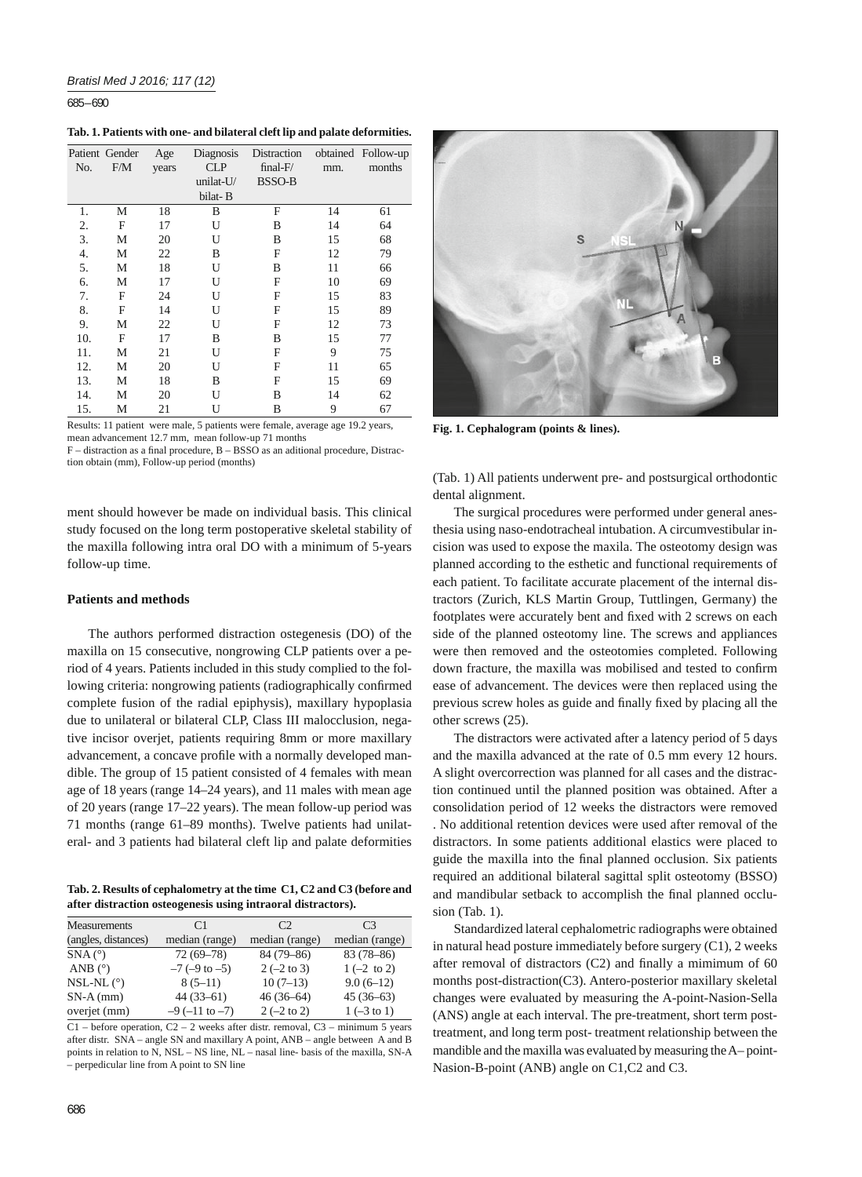**Tab. 1. Patients with one- and bilateral cleft lip and palate deformities.**

| Patient No. | Gender F/M | Age years | Diagnosis CLP unilat-U/ bilat- B | Distraction final-F/ BSSO-B | obtained mm. | Follow-up months |
|---|---|---|---|---|---|---|
| 1. | M | 18 | B | F | 14 | 61 |
| 2. | F | 17 | U | B | 14 | 64 |
| 3. | M | 20 | U | B | 15 | 68 |
| 4. | M | 22 | B | F | 12 | 79 |
| 5. | M | 18 | U | B | 11 | 66 |
| 6. | M | 17 | U | F | 10 | 69 |
| 7. | F | 24 | U | F | 15 | 83 |
| 8. | F | 14 | U | F | 15 | 89 |
| 9. | M | 22 | U | F | 12 | 73 |
| 10. | F | 17 | B | B | 15 | 77 |
| 11. | M | 21 | U | F | 9 | 75 |
| 12. | M | 20 | U | F | 11 | 65 |
| 13. | M | 18 | B | F | 15 | 69 |
| 14. | M | 20 | U | B | 14 | 62 |
| 15. | M | 21 | U | B | 9 | 67 |

Results: 11 patient were male, 5 patients were female, average age 19.2 years, mean advancement 12.7 mm, mean follow-up 71 months

F – distraction as a final procedure, B – BSSO as an aditional procedure, Distraction obtain (mm), Follow-up period (months)

**Fig. 1. Cephalogram (points & lines).**

ment should however be made on individual basis. This clinical study focused on the long term postoperative skeletal stability of the maxilla following intra oral DO with a minimum of 5-years follow-up time.

### Patients and methods

The authors performed distraction ostegenesis (DO) of the maxilla on 15 consecutive, nongrowing CLP patients over a period of 4 years. Patients included in this study complied to the following criteria: nongrowing patients (radiographically confirmed complete fusion of the radial epiphysis), maxillary hypoplasia due to unilateral or bilateral CLP, Class III malocclusion, negative incisor overjet, patients requiring 8mm or more maxillary advancement, a concave profile with a normally developed mandible. The group of 15 patient consisted of 4 females with mean age of 18 years (range 14–24 years), and 11 males with mean age of 20 years (range 17–22 years). The mean follow-up period was 71 months (range 61–89 months). Twelve patients had unilateral- and 3 patients had bilateral cleft lip and palate deformities (Tab. 1) All patients underwent pre- and postsurgical orthodontic dental alignment.

**Tab. 2. Results of cephalometry at the time C1, C2 and C3 (before and after distraction osteogenesis using intraoral distractors).**

| Measurements (angles, distances) | C1 median (range) | C2 median (range) | C3 median (range) |
|---|---|---|---|
| SNA (°) | 72 (69–78) | 84 (79–86) | 83 (78–86) |
| ANB (°) | –7 (–9 to –5) | 2 (–2 to 3) | 1 (–2 to 2) |
| NSL-NL (°) | 8 (5–11) | 10 (7–13) | 9.0 (6–12) |
| SN-A (mm) | 44 (33–61) | 46 (36–64) | 45 (36–63) |
| overjet (mm) | –9 (–11 to –7) | 2 (–2 to 2) | 1 (–3 to 1) |

C1 – before operation, C2 – 2 weeks after distr. removal, C3 – minimum 5 years after distr. SNA – angle SN and maxillary A point, ANB – angle between A and B points in relation to N, NSL – NS line, NL – nasal line- basis of the maxilla, SN-A – perpedicular line from A point to SN line

The surgical procedures were performed under general anesthesia using naso-endotracheal intubation. A circumvestibular incision was used to expose the maxila. The osteotomy design was planned according to the esthetic and functional requirements of each patient. To facilitate accurate placement of the internal distractors (Zurich, KLS Martin Group, Tuttlingen, Germany) the footplates were accurately bent and fixed with 2 screws on each side of the planned osteotomy line. The screws and appliances were then removed and the osteotomies completed. Following down fracture, the maxilla was mobilised and tested to confirm ease of advancement. The devices were then replaced using the previous screw holes as guide and finally fixed by placing all the other screws (25).

The distractors were activated after a latency period of 5 days and the maxilla advanced at the rate of 0.5 mm every 12 hours. A slight overcorrection was planned for all cases and the distraction continued until the planned position was obtained. After a consolidation period of 12 weeks the distractors were removed . No additional retention devices were used after removal of the distractors. In some patients additional elastics were placed to guide the maxilla into the final planned occlusion. Six patients required an additional bilateral sagittal split osteotomy (BSSO) and mandibular setback to accomplish the final planned occlusion (Tab. 1).

Standardized lateral cephalometric radiographs were obtained in natural head posture immediately before surgery (C1), 2 weeks after removal of distractors (C2) and finally a mimimum of 60 months post-distraction(C3). Antero-posterior maxillary skeletal changes were evaluated by measuring the A-point-Nasion-Sella (ANS) angle at each interval. The pre-treatment, short term post-treatment, and long term post- treatment relationship between the mandible and the maxilla was evaluated by measuring the A– point-Nasion-B-point (ANB) angle on C1,C2 and C3.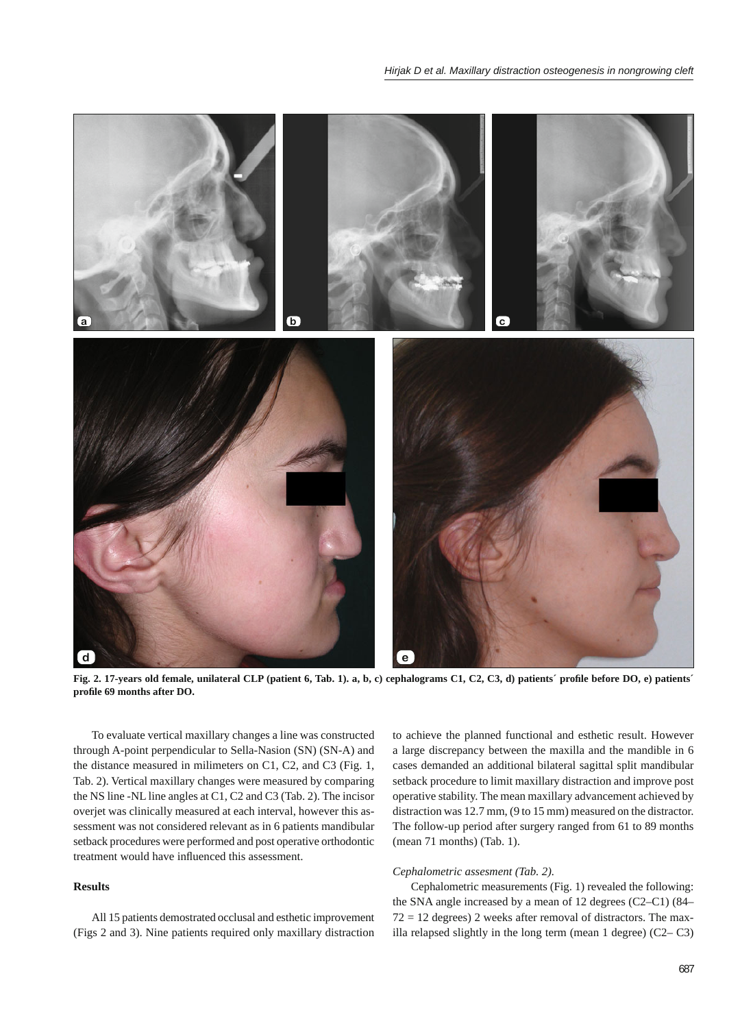**Fig. 2. 17-years old female, unilateral CLP (patient 6, Tab. 1). a, b, c) cephalograms C1, C2, C3, d) patients´ profile before DO, e) patients´ profile 69 months after DO.**

To evaluate vertical maxillary changes a line was constructed through A-point perpendicular to Sella-Nasion (SN) (SN-A) and the distance measured in milimeters on C1, C2, and C3 (Fig. 1, Tab. 2). Vertical maxillary changes were measured by comparing the NS line -NL line angles at C1, C2 and C3 (Tab. 2). The incisor overjet was clinically measured at each interval, however this assessment was not considered relevant as in 6 patients mandibular setback procedures were performed and post operative orthodontic treatment would have influenced this assessment.

## Results

All 15 patients demostrated occlusal and esthetic improvement (Figs 2 and 3). Nine patients required only maxillary distraction to achieve the planned functional and esthetic result. However a large discrepancy between the maxilla and the mandible in 6 cases demanded an additional bilateral sagittal split mandibular setback procedure to limit maxillary distraction and improve post operative stability. The mean maxillary advancement achieved by distraction was 12.7 mm, (9 to 15 mm) measured on the distractor. The follow-up period after surgery ranged from 61 to 89 months (mean 71 months) (Tab. 1).

*Cephalometric assesment (Tab. 2).*

Cephalometric measurements (Fig. 1) revealed the following: the SNA angle increased by a mean of 12 degrees (C2–C1) (84–72 = 12 degrees) 2 weeks after removal of distractors. The maxilla relapsed slightly in the long term (mean 1 degree) (C2– C3)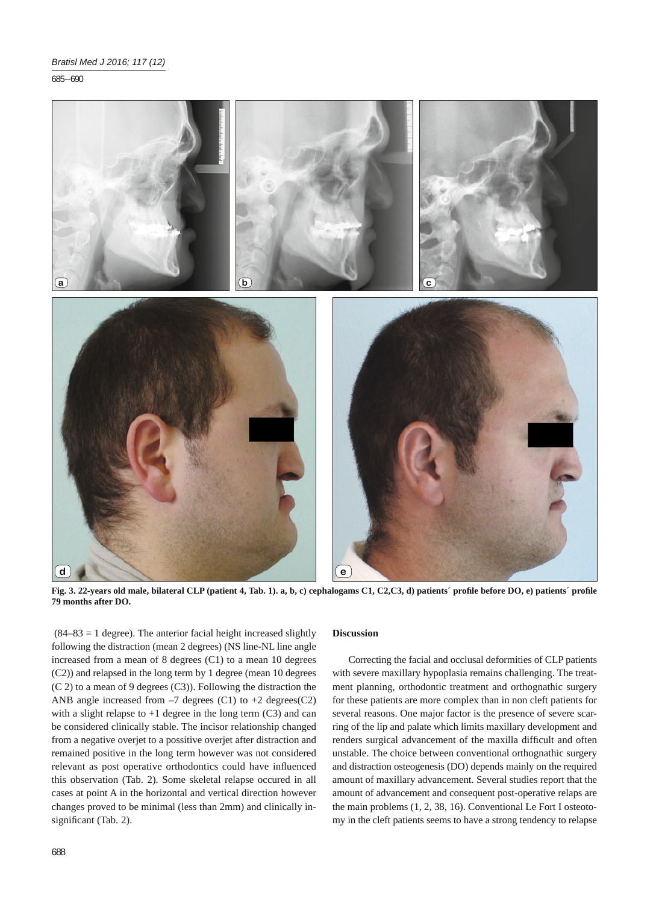**Fig. 3. 22-years old male, bilateral CLP (patient 4, Tab. 1). a, b, c) cephalogams C1, C2,C3, d) patients´ profile before DO, e) patients´ profile 79 months after DO.**

(84–83 = 1 degree). The anterior facial height increased slightly following the distraction (mean 2 degrees) (NS line-NL line angle increased from a mean of 8 degrees (C1) to a mean 10 degrees (C2)) and relapsed in the long term by 1 degree (mean 10 degrees (C 2) to a mean of 9 degrees (C3)). Following the distraction the ANB angle increased from –7 degrees (C1) to +2 degrees(C2) with a slight relapse to +1 degree in the long term (C3) and can be considered clinically stable. The incisor relationship changed from a negative overjet to a possitive overjet after distraction and remained positive in the long term however was not considered relevant as post operative orthodontics could have influenced this observation (Tab. 2). Some skeletal relapse occured in all cases at point A in the horizontal and vertical direction however changes proved to be minimal (less than 2mm) and clinically insignificant (Tab. 2).

## Discussion

Correcting the facial and occlusal deformities of CLP patients with severe maxillary hypoplasia remains challenging. The treatment planning, orthodontic treatment and orthognathic surgery for these patients are more complex than in non cleft patients for several reasons. One major factor is the presence of severe scarring of the lip and palate which limits maxillary development and renders surgical advancement of the maxilla difficult and often unstable. The choice between conventional orthognathic surgery and distraction osteogenesis (DO) depends mainly on the required amount of maxillary advancement. Several studies report that the amount of advancement and consequent post-operative relaps are the main problems (1, 2, 38, 16). Conventional Le Fort I osteotomy in the cleft patients seems to have a strong tendency to relapse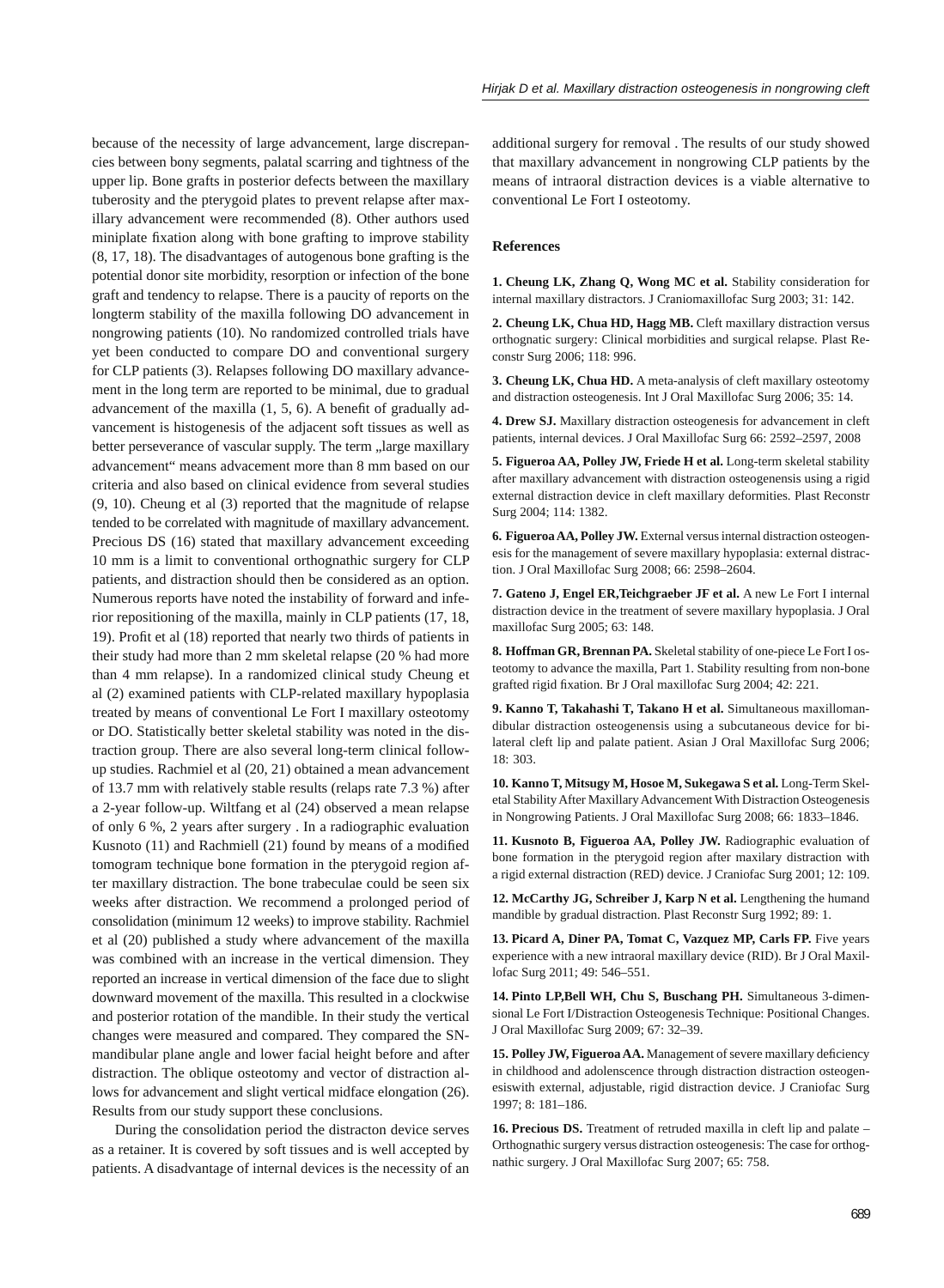because of the necessity of large advancement, large discrepancies between bony segments, palatal scarring and tightness of the upper lip. Bone grafts in posterior defects between the maxillary tuberosity and the pterygoid plates to prevent relapse after maxillary advancement were recommended (8). Other authors used miniplate fixation along with bone grafting to improve stability (8, 17, 18). The disadvantages of autogenous bone grafting is the potential donor site morbidity, resorption or infection of the bone graft and tendency to relapse. There is a paucity of reports on the longterm stability of the maxilla following DO advancement in nongrowing patients (10). No randomized controlled trials have yet been conducted to compare DO and conventional surgery for CLP patients (3). Relapses following DO maxillary advancement in the long term are reported to be minimal, due to gradual advancement of the maxilla (1, 5, 6). A benefit of gradually advancement is histogenesis of the adjacent soft tissues as well as better perseverance of vascular supply. The term „large maxillary advancement" means advancement more than 8 mm based on our criteria and also based on clinical evidence from several studies (9, 10). Cheung et al (3) reported that the magnitude of relapse tended to be correlated with magnitude of maxillary advancement. Precious DS (16) stated that maxillary advancement exceeding 10 mm is a limit to conventional orthognathic surgery for CLP patients, and distraction should then be considered as an option. Numerous reports have noted the instability of forward and inferior repositioning of the maxilla, mainly in CLP patients (17, 18, 19). Profit et al (18) reported that nearly two thirds of patients in their study had more than 2 mm skeletal relapse (20 % had more than 4 mm relapse). In a randomized clinical study Cheung et al (2) examined patients with CLP-related maxillary hypoplasia treated by means of conventional Le Fort I maxillary osteotomy or DO. Statistically better skeletal stability was noted in the distraction group. There are also several long-term clinical follow-up studies. Rachmiel et al (20, 21) obtained a mean advancement of 13.7 mm with relatively stable results (relaps rate 7.3 %) after a 2-year follow-up. Wiltfang et al (24) observed a mean relapse of only 6 %, 2 years after surgery . In a radiographic evaluation Kusnoto (11) and Rachmiell (21) found by means of a modified tomogram technique bone formation in the pterygoid region after maxillary distraction. The bone trabeculae could be seen six weeks after distraction. We recommend a prolonged period of consolidation (minimum 12 weeks) to improve stability. Rachmiel et al (20) published a study where advancement of the maxilla was combined with an increase in the vertical dimension. They reported an increase in vertical dimension of the face due to slight downward movement of the maxilla. This resulted in a clockwise and posterior rotation of the mandible. In their study the vertical changes were measured and compared. They compared the SN-mandibular plane angle and lower facial height before and after distraction. The oblique osteotomy and vector of distraction allows for advancement and slight vertical midface elongation (26). Results from our study support these conclusions.

During the consolidation period the distracton device serves as a retainer. It is covered by soft tissues and is well accepted by patients. A disadvantage of internal devices is the necessity of an additional surgery for removal . The results of our study showed that maxillary advancement in nongrowing CLP patients by the means of intraoral distraction devices is a viable alternative to conventional Le Fort I osteotomy.

## References

**1. Cheung LK, Zhang Q, Wong MC et al.** Stability consideration for internal maxillary distractors. J Craniomaxillofac Surg 2003; 31: 142.

**2. Cheung LK, Chua HD, Hagg MB.** Cleft maxillary distraction versus orthognatic surgery: Clinical morbidities and surgical relapse. Plast Reconstr Surg 2006; 118: 996.

**3. Cheung LK, Chua HD.** A meta-analysis of cleft maxillary osteotomy and distraction osteogenesis. Int J Oral Maxillofac Surg 2006; 35: 14.

**4. Drew SJ.** Maxillary distraction osteogenesis for advancement in cleft patients, internal devices. J Oral Maxillofac Surg 66: 2592–2597, 2008

**5. Figueroa AA, Polley JW, Friede H et al.** Long-term skeletal stability after maxillary advancement with distraction osteogenensis using a rigid external distraction device in cleft maxillary deformities. Plast Reconstr Surg 2004; 114: 1382.

**6. Figueroa AA, Polley JW.** External versus internal distraction osteogenesis for the management of severe maxillary hypoplasia: external distraction. J Oral Maxillofac Surg 2008; 66: 2598–2604.

**7. Gateno J, Engel ER,Teichgraeber JF et al.** A new Le Fort I internal distraction device in the treatment of severe maxillary hypoplasia. J Oral maxillofac Surg 2005; 63: 148.

**8. Hoffman GR, Brennan PA.** Skeletal stability of one-piece Le Fort I osteotomy to advance the maxilla, Part 1. Stability resulting from non-bone grafted rigid fixation. Br J Oral maxillofac Surg 2004; 42: 221.

**9. Kanno T, Takahashi T, Takano H et al.** Simultaneous maxillomandibular distraction osteogenesis using a subcutaneous device for bilateral cleft lip and palate patient. Asian J Oral Maxillofac Surg 2006; 18: 303.

**10. Kanno T, Mitsugy M, Hosoe M, Sukegawa S et al.** Long-Term Skeletal Stability After Maxillary Advancement With Distraction Osteogenesis in Nongrowing Patients. J Oral Maxillofac Surg 2008; 66: 1833–1846.

**11. Kusnoto B, Figueroa AA, Polley JW.** Radiographic evaluation of bone formation in the pterygoid region after maxilary distraction with a rigid external distraction (RED) device. J Craniofac Surg 2001; 12: 109.

**12. McCarthy JG, Schreiber J, Karp N et al.** Lengthening the humand mandible by gradual distraction. Plast Reconstr Surg 1992; 89: 1.

**13. Picard A, Diner PA, Tomat C, Vazquez MP, Carls FP.** Five years experience with a new intraoral maxillary device (RID). Br J Oral Maxillofac Surg 2011; 49: 546–551.

**14. Pinto LP,Bell WH, Chu S, Buschang PH.** Simultaneous 3-dimensional Le Fort I/Distraction Osteogenesis Technique: Positional Changes. J Oral Maxillofac Surg 2009; 67: 32–39.

**15. Polley JW, Figueroa AA.** Management of severe maxillary deficiency in childhood and adolenscence through distraction distraction osteogenesiswith external, adjustable, rigid distraction device. J Craniofac Surg 1997; 8: 181–186.

**16. Precious DS.** Treatment of retruded maxilla in cleft lip and palate – Orthognathic surgery versus distraction osteogenesis: The case for orthognathic surgery. J Oral Maxillofac Surg 2007; 65: 758.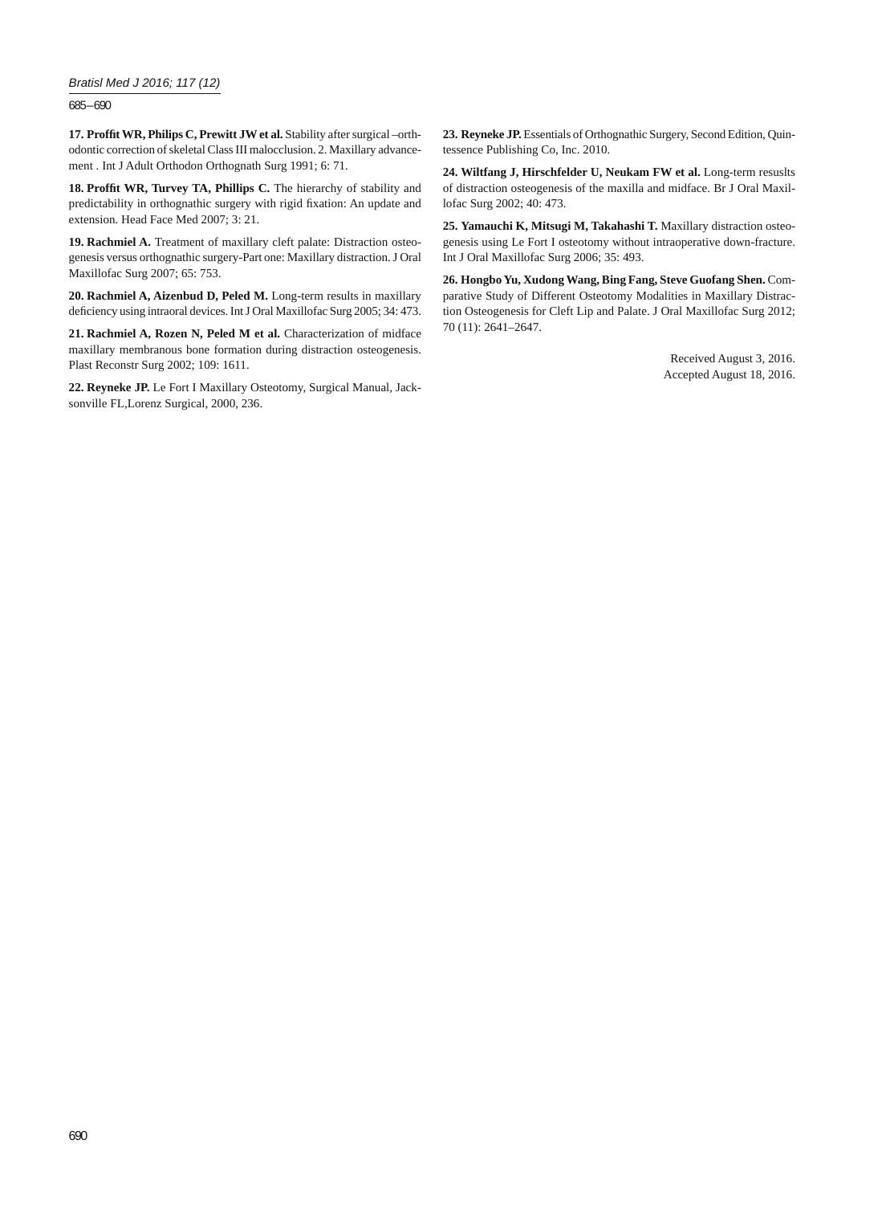**17. Proffit WR, Philips C, Prewitt JW et al.** Stability after surgical –orthodontic correction of skeletal Class III malocclusion. 2. Maxillary advancement . Int J Adult Orthodon Orthognath Surg 1991; 6: 71.

**18. Proffit WR, Turvey TA, Phillips C.** The hierarchy of stability and predictability in orthognathic surgery with rigid fixation: An update and extension. Head Face Med 2007; 3: 21.

**19. Rachmiel A.** Treatment of maxillary cleft palate: Distraction osteogenesis versus orthognathic surgery-Part one: Maxillary distraction. J Oral Maxillofac Surg 2007; 65: 753.

**20. Rachmiel A, Aizenbud D, Peled M.** Long-term results in maxillary deficiency using intraoral devices. Int J Oral Maxillofac Surg 2005; 34: 473.

**21. Rachmiel A, Rozen N, Peled M et al.** Characterization of midface maxillary membranous bone formation during distraction osteogenesis. Plast Reconstr Surg 2002; 109: 1611.

**22. Reyneke JP.** Le Fort I Maxillary Osteotomy, Surgical Manual, Jacksonville FL,Lorenz Surgical, 2000, 236.

**23. Reyneke JP.** Essentials of Orthognathic Surgery, Second Edition, Quintessence Publishing Co, Inc. 2010.

**24. Wiltfang J, Hirschfelder U, Neukam FW et al.** Long-term resuslts of distraction osteogenesis of the maxilla and midface. Br J Oral Maxillofac Surg 2002; 40: 473.

**25. Yamauchi K, Mitsugi M, Takahashi T.** Maxillary distraction osteogenesis using Le Fort I osteotomy without intraoperative down-fracture. Int J Oral Maxillofac Surg 2006; 35: 493.

**26. Hongbo Yu, Xudong Wang, Bing Fang, Steve Guofang Shen.** Comparative Study of Different Osteotomy Modalities in Maxillary Distraction Osteogenesis for Cleft Lip and Palate. J Oral Maxillofac Surg 2012; 70 (11): 2641–2647.

Received August 3, 2016.
Accepted August 18, 2016.